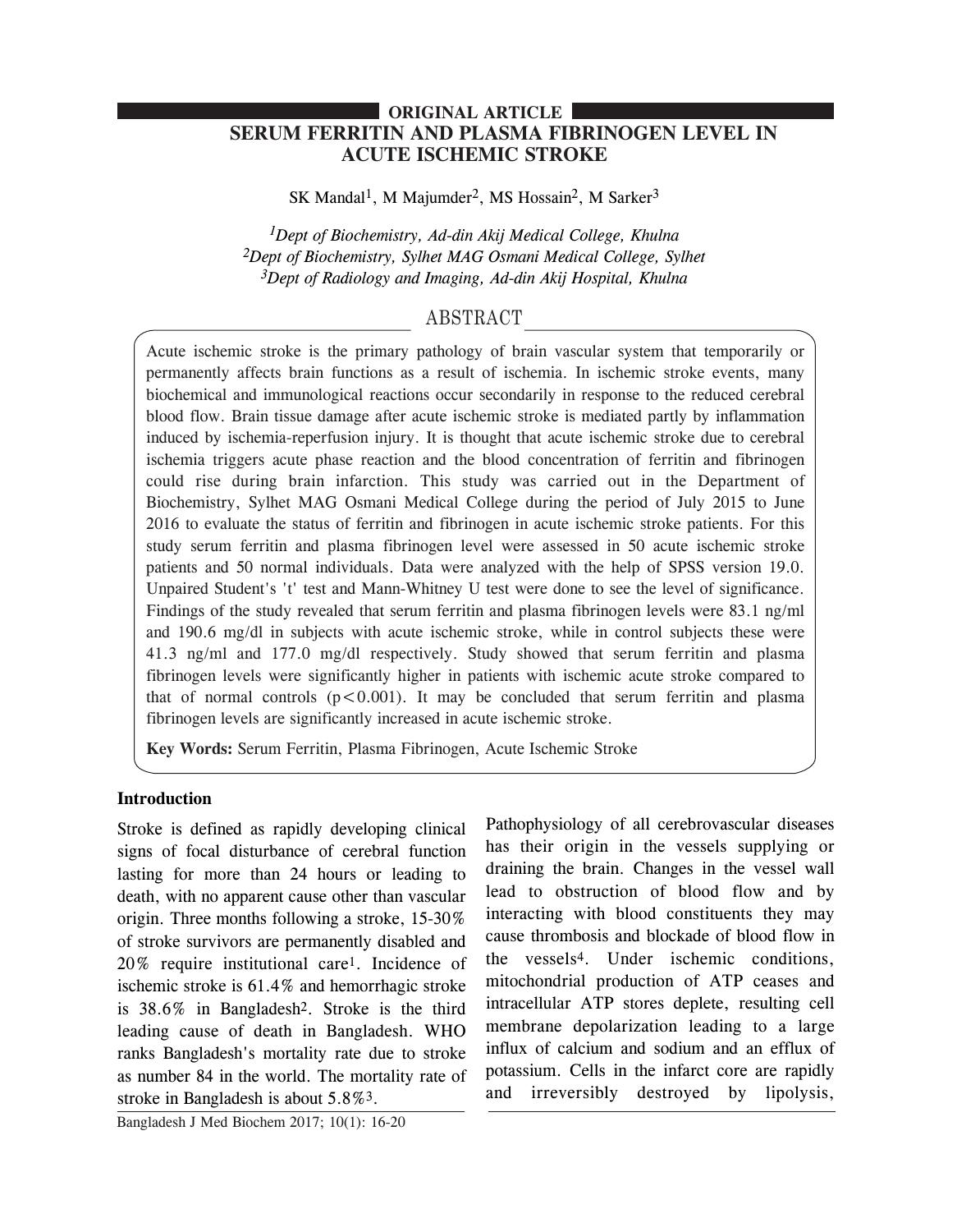ORIGINAL ARTICLE

# SERUM FERRITIN AND PLASMA FIBRINOGEN LEVEL IN ACUTE ISCHEMIC STROKE

SK Mandal[1], M Majumder[2], MS Hossain[2], M Sarker[3]

*[1]Dept of Biochemistry, Ad-din Akij Medical College, Khulna*
*[2]Dept of Biochemistry, Sylhet MAG Osmani Medical College, Sylhet*
*[3]Dept of Radiology and Imaging, Ad-din Akij Hospital, Khulna*

## ABSTRACT

Acute ischemic stroke is the primary pathology of brain vascular system that temporarily or permanently affects brain functions as a result of ischemia. In ischemic stroke events, many biochemical and immunological reactions occur secondarily in response to the reduced cerebral blood flow. Brain tissue damage after acute ischemic stroke is mediated partly by inflammation induced by ischemia-reperfusion injury. It is thought that acute ischemic stroke due to cerebral ischemia triggers acute phase reaction and the blood concentration of ferritin and fibrinogen could rise during brain infarction. This study was carried out in the Department of Biochemistry, Sylhet MAG Osmani Medical College during the period of July 2015 to June 2016 to evaluate the status of ferritin and fibrinogen in acute ischemic stroke patients. For this study serum ferritin and plasma fibrinogen level were assessed in 50 acute ischemic stroke patients and 50 normal individuals. Data were analyzed with the help of SPSS version 19.0. Unpaired Student's 't' test and Mann-Whitney U test were done to see the level of significance. Findings of the study revealed that serum ferritin and plasma fibrinogen levels were 83.1 ng/ml and 190.6 mg/dl in subjects with acute ischemic stroke, while in control subjects these were 41.3 ng/ml and 177.0 mg/dl respectively. Study showed that serum ferritin and plasma fibrinogen levels were significantly higher in patients with ischemic acute stroke compared to that of normal controls ($p<0.001$). It may be concluded that serum ferritin and plasma fibrinogen levels are significantly increased in acute ischemic stroke.

**Key Words:** Serum Ferritin, Plasma Fibrinogen, Acute Ischemic Stroke

## Introduction

Stroke is defined as rapidly developing clinical signs of focal disturbance of cerebral function lasting for more than 24 hours or leading to death, with no apparent cause other than vascular origin. Three months following a stroke, 15-30% of stroke survivors are permanently disabled and 20% require institutional care[1]. Incidence of ischemic stroke is 61.4% and hemorrhagic stroke is 38.6% in Bangladesh[2]. Stroke is the third leading cause of death in Bangladesh. WHO ranks Bangladesh's mortality rate due to stroke as number 84 in the world. The mortality rate of stroke in Bangladesh is about 5.8%[3].

Pathophysiology of all cerebrovascular diseases has their origin in the vessels supplying or draining the brain. Changes in the vessel wall lead to obstruction of blood flow and by interacting with blood constituents they may cause thrombosis and blockade of blood flow in the vessels[4]. Under ischemic conditions, mitochondrial production of ATP ceases and intracellular ATP stores deplete, resulting cell membrane depolarization leading to a large influx of calcium and sodium and an efflux of potassium. Cells in the infarct core are rapidly and irreversibly destroyed by lipolysis,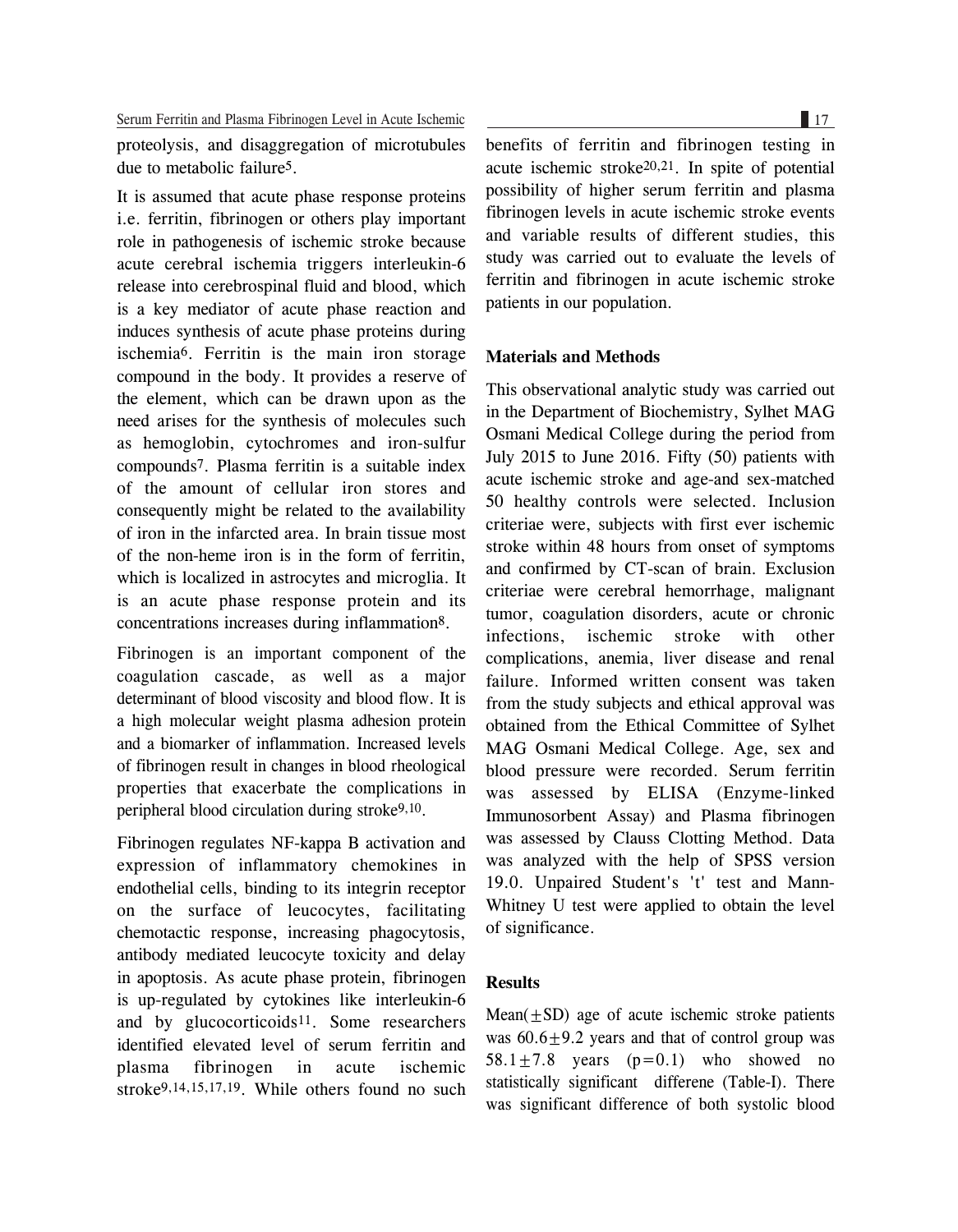proteolysis, and disaggregation of microtubules due to metabolic failure[5].

It is assumed that acute phase response proteins i.e. ferritin, fibrinogen or others play important role in pathogenesis of ischemic stroke because acute cerebral ischemia triggers interleukin-6 release into cerebrospinal fluid and blood, which is a key mediator of acute phase reaction and induces synthesis of acute phase proteins during ischemia[6]. Ferritin is the main iron storage compound in the body. It provides a reserve of the element, which can be drawn upon as the need arises for the synthesis of molecules such as hemoglobin, cytochromes and iron-sulfur compounds[7]. Plasma ferritin is a suitable index of the amount of cellular iron stores and consequently might be related to the availability of iron in the infarcted area. In brain tissue most of the non-heme iron is in the form of ferritin, which is localized in astrocytes and microglia. It is an acute phase response protein and its concentrations increases during inflammation[8].

Fibrinogen is an important component of the coagulation cascade, as well as a major determinant of blood viscosity and blood flow. It is a high molecular weight plasma adhesion protein and a biomarker of inflammation. Increased levels of fibrinogen result in changes in blood rheological properties that exacerbate the complications in peripheral blood circulation during stroke[9,10].

Fibrinogen regulates NF-kappa B activation and expression of inflammatory chemokines in endothelial cells, binding to its integrin receptor on the surface of leucocytes, facilitating chemotactic response, increasing phagocytosis, antibody mediated leucocyte toxicity and delay in apoptosis. As acute phase protein, fibrinogen is up-regulated by cytokines like interleukin-6 and by glucocorticoids[11]. Some researchers identified elevated level of serum ferritin and plasma fibrinogen in acute ischemic stroke[9,14,15,17,19]. While others found no such benefits of ferritin and fibrinogen testing in acute ischemic stroke[20,21]. In spite of potential possibility of higher serum ferritin and plasma fibrinogen levels in acute ischemic stroke events and variable results of different studies, this study was carried out to evaluate the levels of ferritin and fibrinogen in acute ischemic stroke patients in our population.

## Materials and Methods

This observational analytic study was carried out in the Department of Biochemistry, Sylhet MAG Osmani Medical College during the period from July 2015 to June 2016. Fifty (50) patients with acute ischemic stroke and age-and sex-matched 50 healthy controls were selected. Inclusion criteriae were, subjects with first ever ischemic stroke within 48 hours from onset of symptoms and confirmed by CT-scan of brain. Exclusion criteriae were cerebral hemorrhage, malignant tumor, coagulation disorders, acute or chronic infections, ischemic stroke with other complications, anemia, liver disease and renal failure. Informed written consent was taken from the study subjects and ethical approval was obtained from the Ethical Committee of Sylhet MAG Osmani Medical College. Age, sex and blood pressure were recorded. Serum ferritin was assessed by ELISA (Enzyme-linked Immunosorbent Assay) and Plasma fibrinogen was assessed by Clauss Clotting Method. Data was analyzed with the help of SPSS version 19.0. Unpaired Student's 't' test and Mann-Whitney U test were applied to obtain the level of significance.

## Results

Mean($\pm$SD) age of acute ischemic stroke patients was $60.6\pm9.2$ years and that of control group was $58.1\pm7.8$ years ($p=0.1$) who showed no statistically significant differene (Table-I). There was significant difference of both systolic blood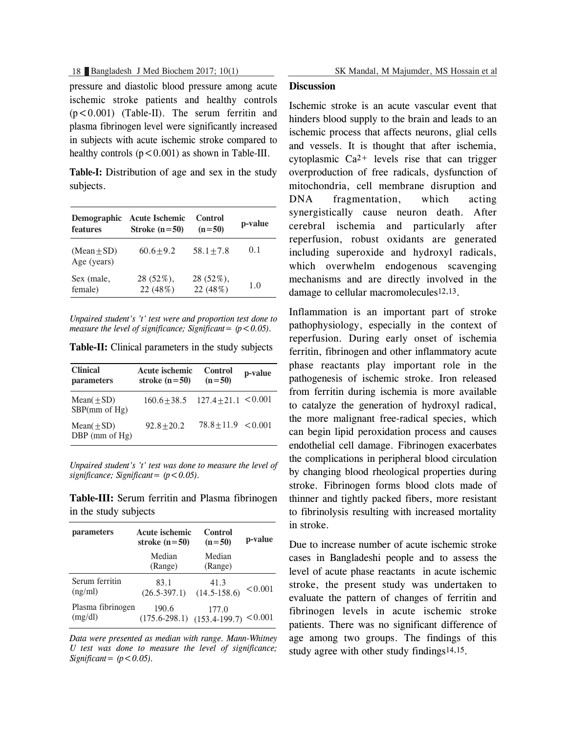pressure and diastolic blood pressure among acute ischemic stroke patients and healthy controls ($p<0.001$) (Table-II). The serum ferritin and plasma fibrinogen level were significantly increased in subjects with acute ischemic stroke compared to healthy controls ($p<0.001$) as shown in Table-III.

**Table-I:** Distribution of age and sex in the study subjects.

| Demographic features | Acute Ischemic Stroke (n=50) | Control (n=50) | p-value |
|---|---|---|---|
| (Mean±SD) Age (years) | 60.6±9.2 | 58.1±7.8 | 0.1 |
| Sex (male, female) | 28 (52%), 22 (48%) | 28 (52%), 22 (48%) | 1.0 |

*Unpaired student's 't' test were and proportion test done to measure the level of significance; Significant= ($p<0.05$).*

**Table-II:** Clinical parameters in the study subjects

| Clinical parameters | Acute ischemic stroke (n=50) | Control (n=50) | p-value |
|---|---|---|---|
| Mean(±SD) SBP(mm of Hg) | 160.6±38.5 | 127.4±21.1 | <0.001 |
| Mean(±SD) DBP (mm of Hg) | 92.8±20.2 | 78.8±11.9 | <0.001 |

*Unpaired student's 't' test was done to measure the level of significance; Significant= ($p<0.05$).*

**Table-III:** Serum ferritin and Plasma fibrinogen in the study subjects

| parameters | Acute ischemic stroke (n=50) | Control (n=50) | p-value |
|---|---|---|---|
| | Median (Range) | Median (Range) | |
| Serum ferritin (ng/ml) | 83.1 (26.5-397.1) | 41.3 (14.5-158.6) | <0.001 |
| Plasma fibrinogen (mg/dl) | 190.6 (175.6-298.1) | 177.0 (153.4-199.7) | <0.001 |

*Data were presented as median with range. Mann-Whitney U test was done to measure the level of significance; Significant= ($p<0.05$).*

## Discussion

Ischemic stroke is an acute vascular event that hinders blood supply to the brain and leads to an ischemic process that affects neurons, glial cells and vessels. It is thought that after ischemia, cytoplasmic $Ca^{2+}$ levels rise that can trigger overproduction of free radicals, dysfunction of mitochondria, cell membrane disruption and DNA fragmentation, which acting synergistically cause neuron death. After cerebral ischemia and particularly after reperfusion, robust oxidants are generated including superoxide and hydroxyl radicals, which overwhelm endogenous scavenging mechanisms and are directly involved in the damage to cellular macromolecules[12,13].

Inflammation is an important part of stroke pathophysiology, especially in the context of reperfusion. During early onset of ischemia ferritin, fibrinogen and other inflammatory acute phase reactants play important role in the pathogenesis of ischemic stroke. Iron released from ferritin during ischemia is more available to catalyze the generation of hydroxyl radical, the more malignant free-radical species, which can begin lipid peroxidation process and causes endothelial cell damage. Fibrinogen exacerbates the complications in peripheral blood circulation by changing blood rheological properties during stroke. Fibrinogen forms blood clots made of thinner and tightly packed fibers, more resistant to fibrinolysis resulting with increased mortality in stroke.

Due to increase number of acute ischemic stroke cases in Bangladeshi people and to assess the level of acute phase reactants in acute ischemic stroke, the present study was undertaken to evaluate the pattern of changes of ferritin and fibrinogen levels in acute ischemic stroke patients. There was no significant difference of age among two groups. The findings of this study agree with other study findings[14,15].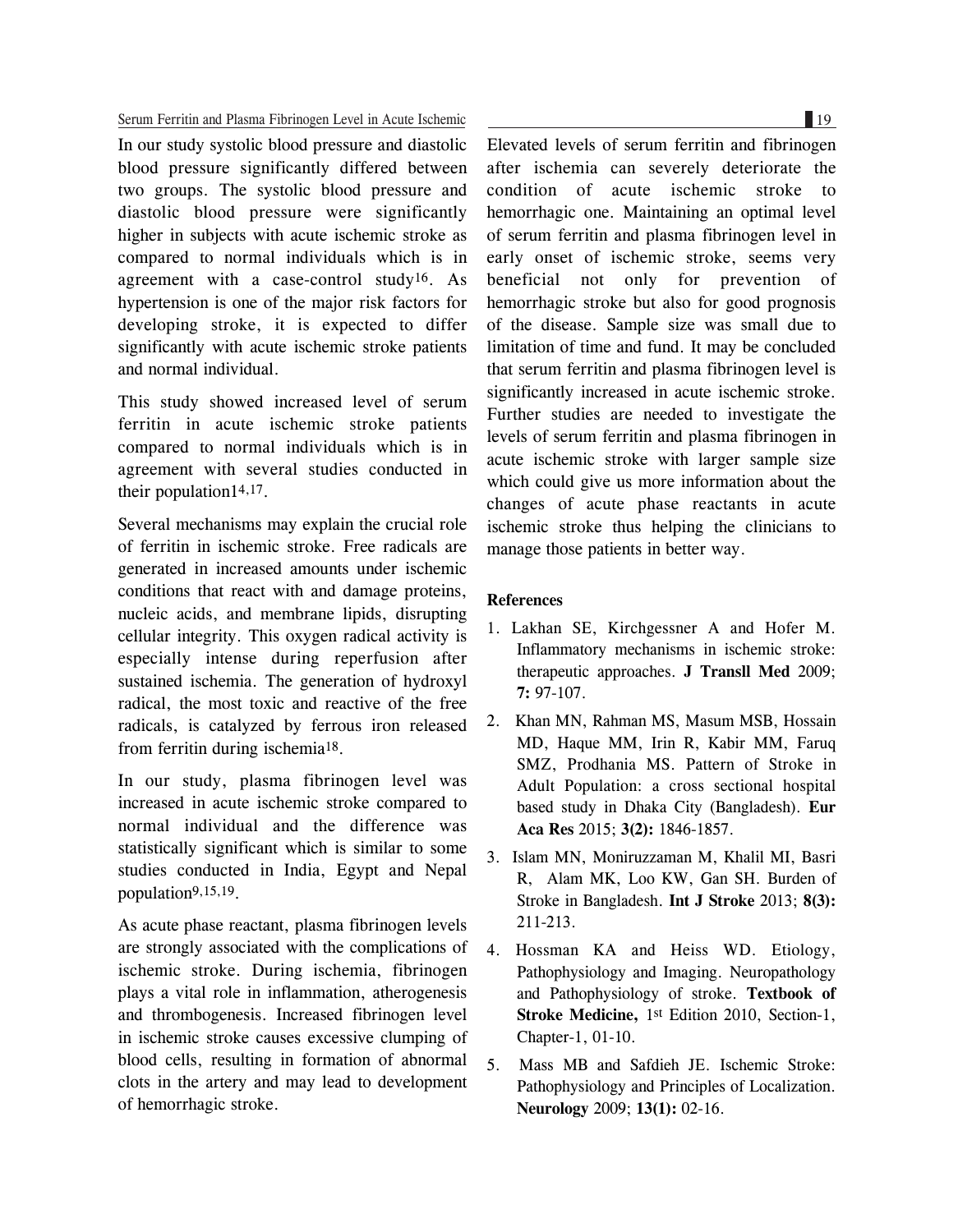In our study systolic blood pressure and diastolic blood pressure significantly differed between two groups. The systolic blood pressure and diastolic blood pressure were significantly higher in subjects with acute ischemic stroke as compared to normal individuals which is in agreement with a case-control study[16]. As hypertension is one of the major risk factors for developing stroke, it is expected to differ significantly with acute ischemic stroke patients and normal individual.

This study showed increased level of serum ferritin in acute ischemic stroke patients compared to normal individuals which is in agreement with several studies conducted in their population[14,17].

Several mechanisms may explain the crucial role of ferritin in ischemic stroke. Free radicals are generated in increased amounts under ischemic conditions that react with and damage proteins, nucleic acids, and membrane lipids, disrupting cellular integrity. This oxygen radical activity is especially intense during reperfusion after sustained ischemia. The generation of hydroxyl radical, the most toxic and reactive of the free radicals, is catalyzed by ferrous iron released from ferritin during ischemia[18].

In our study, plasma fibrinogen level was increased in acute ischemic stroke compared to normal individual and the difference was statistically significant which is similar to some studies conducted in India, Egypt and Nepal population[9,15,19].

As acute phase reactant, plasma fibrinogen levels are strongly associated with the complications of ischemic stroke. During ischemia, fibrinogen plays a vital role in inflammation, atherogenesis and thrombogenesis. Increased fibrinogen level in ischemic stroke causes excessive clumping of blood cells, resulting in formation of abnormal clots in the artery and may lead to development of hemorrhagic stroke.

Elevated levels of serum ferritin and fibrinogen after ischemia can severely deteriorate the condition of acute ischemic stroke to hemorrhagic one. Maintaining an optimal level of serum ferritin and plasma fibrinogen level in early onset of ischemic stroke, seems very beneficial not only for prevention of hemorrhagic stroke but also for good prognosis of the disease. Sample size was small due to limitation of time and fund. It may be concluded that serum ferritin and plasma fibrinogen level is significantly increased in acute ischemic stroke. Further studies are needed to investigate the levels of serum ferritin and plasma fibrinogen in acute ischemic stroke with larger sample size which could give us more information about the changes of acute phase reactants in acute ischemic stroke thus helping the clinicians to manage those patients in better way.

**References**

1. Lakhan SE, Kirchgessner A and Hofer M. Inflammatory mechanisms in ischemic stroke: therapeutic approaches. **J Transll Med** 2009; **7:** 97-107.
2. Khan MN, Rahman MS, Masum MSB, Hossain MD, Haque MM, Irin R, Kabir MM, Faruq SMZ, Prodhania MS. Pattern of Stroke in Adult Population: a cross sectional hospital based study in Dhaka City (Bangladesh). **Eur Aca Res** 2015; **3(2):** 1846-1857.
3. Islam MN, Moniruzzaman M, Khalil MI, Basri R, Alam MK, Loo KW, Gan SH. Burden of Stroke in Bangladesh. **Int J Stroke** 2013; **8(3):** 211-213.
4. Hossman KA and Heiss WD. Etiology, Pathophysiology and Imaging. Neuropathology and Pathophysiology of stroke. **Textbook of Stroke Medicine,** 1st Edition 2010, Section-1, Chapter-1, 01-10.
5. Mass MB and Safdieh JE. Ischemic Stroke: Pathophysiology and Principles of Localization. **Neurology** 2009; **13(1):** 02-16.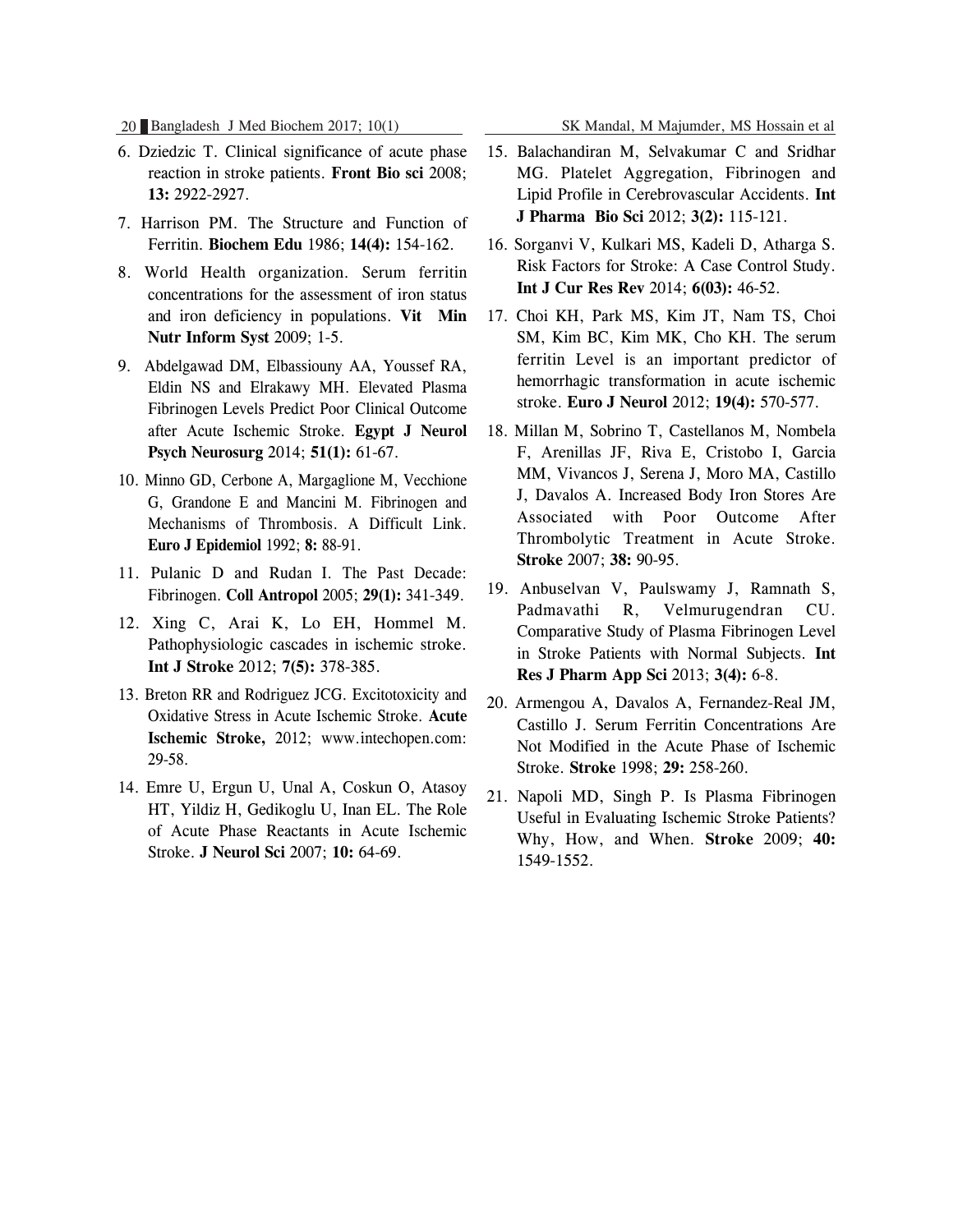6. Dziedzic T. Clinical significance of acute phase reaction in stroke patients. **Front Bio sci** 2008; **13:** 2922-2927.

7. Harrison PM. The Structure and Function of Ferritin. **Biochem Edu** 1986; **14(4):** 154-162.

8. World Health organization. Serum ferritin concentrations for the assessment of iron status and iron deficiency in populations. **Vit Min Nutr Inform Syst** 2009; 1-5.

9. Abdelgawad DM, Elbassiouny AA, Youssef RA, Eldin NS and Elrakawy MH. Elevated Plasma Fibrinogen Levels Predict Poor Clinical Outcome after Acute Ischemic Stroke. **Egypt J Neurol Psych Neurosurg** 2014; **51(1):** 61-67.

10. Minno GD, Cerbone A, Margaglione M, Vecchione G, Grandone E and Mancini M. Fibrinogen and Mechanisms of Thrombosis. A Difficult Link. **Euro J Epidemiol** 1992; **8:** 88-91.

11. Pulanic D and Rudan I. The Past Decade: Fibrinogen. **Coll Antropol** 2005; **29(1):** 341-349.

12. Xing C, Arai K, Lo EH, Hommel M. Pathophysiologic cascades in ischemic stroke. **Int J Stroke** 2012; **7(5):** 378-385.

13. Breton RR and Rodriguez JCG. Excitotoxicity and Oxidative Stress in Acute Ischemic Stroke. **Acute Ischemic Stroke,** 2012; www.intechopen.com: 29-58.

14. Emre U, Ergun U, Unal A, Coskun O, Atasoy HT, Yildiz H, Gedikoglu U, Inan EL. The Role of Acute Phase Reactants in Acute Ischemic Stroke. **J Neurol Sci** 2007; **10:** 64-69.

15. Balachandiran M, Selvakumar C and Sridhar MG. Platelet Aggregation, Fibrinogen and Lipid Profile in Cerebrovascular Accidents. **Int J Pharma Bio Sci** 2012; **3(2):** 115-121.

16. Sorganvi V, Kulkari MS, Kadeli D, Atharga S. Risk Factors for Stroke: A Case Control Study. **Int J Cur Res Rev** 2014; **6(03):** 46-52.

17. Choi KH, Park MS, Kim JT, Nam TS, Choi SM, Kim BC, Kim MK, Cho KH. The serum ferritin Level is an important predictor of hemorrhagic transformation in acute ischemic stroke. **Euro J Neurol** 2012; **19(4):** 570-577.

18. Millan M, Sobrino T, Castellanos M, Nombela F, Arenillas JF, Riva E, Cristobo I, Garcia MM, Vivancos J, Serena J, Moro MA, Castillo J, Davalos A. Increased Body Iron Stores Are Associated with Poor Outcome After Thrombolytic Treatment in Acute Stroke. **Stroke** 2007; **38:** 90-95.

19. Anbuselvan V, Paulswamy J, Ramnath S, Padmavathi R, Velmurugendran CU. Comparative Study of Plasma Fibrinogen Level in Stroke Patients with Normal Subjects. **Int Res J Pharm App Sci** 2013; **3(4):** 6-8.

20. Armengou A, Davalos A, Fernandez-Real JM, Castillo J. Serum Ferritin Concentrations Are Not Modified in the Acute Phase of Ischemic Stroke. **Stroke** 1998; **29:** 258-260.

21. Napoli MD, Singh P. Is Plasma Fibrinogen Useful in Evaluating Ischemic Stroke Patients? Why, How, and When. **Stroke** 2009; **40:** 1549-1552.